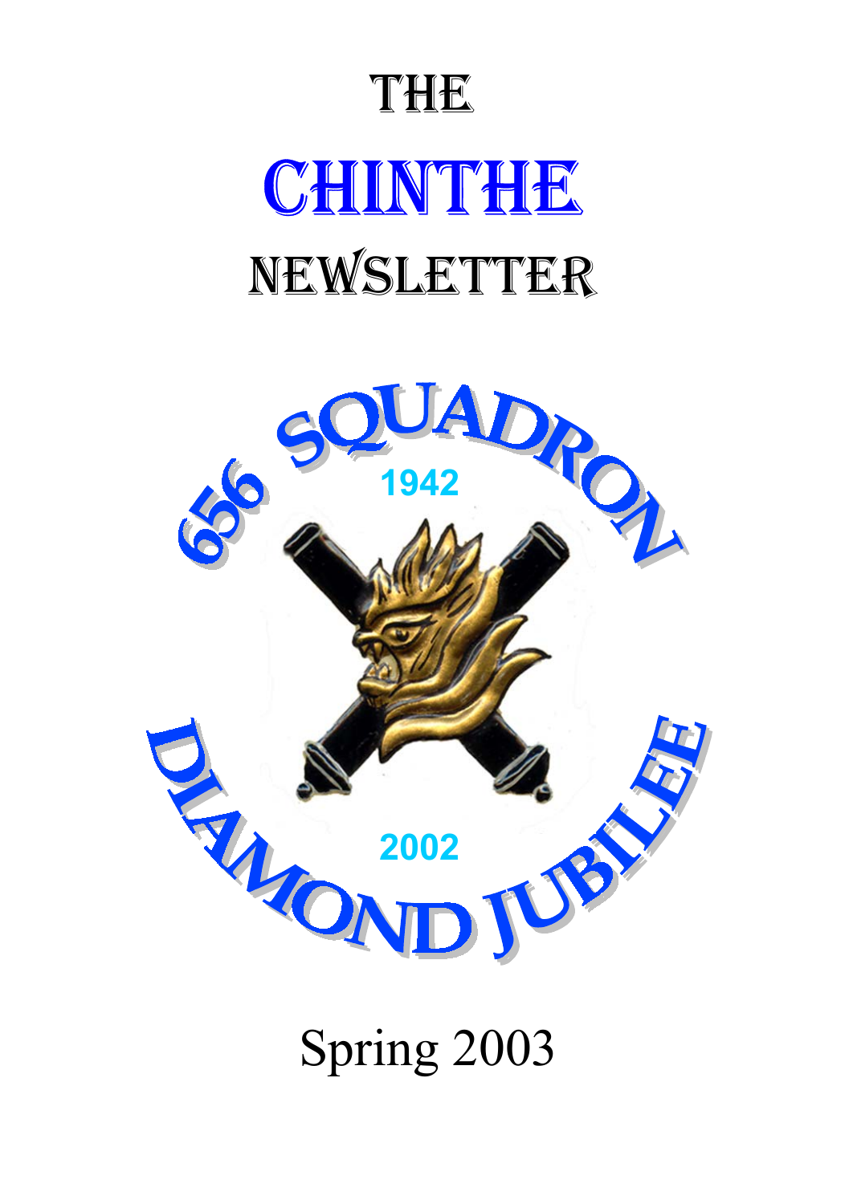# THE

# CHINTHE

# NEWSLETTER

656 SQUADRON

1942

DIAMOND JUBILEE

2002

Spring 2003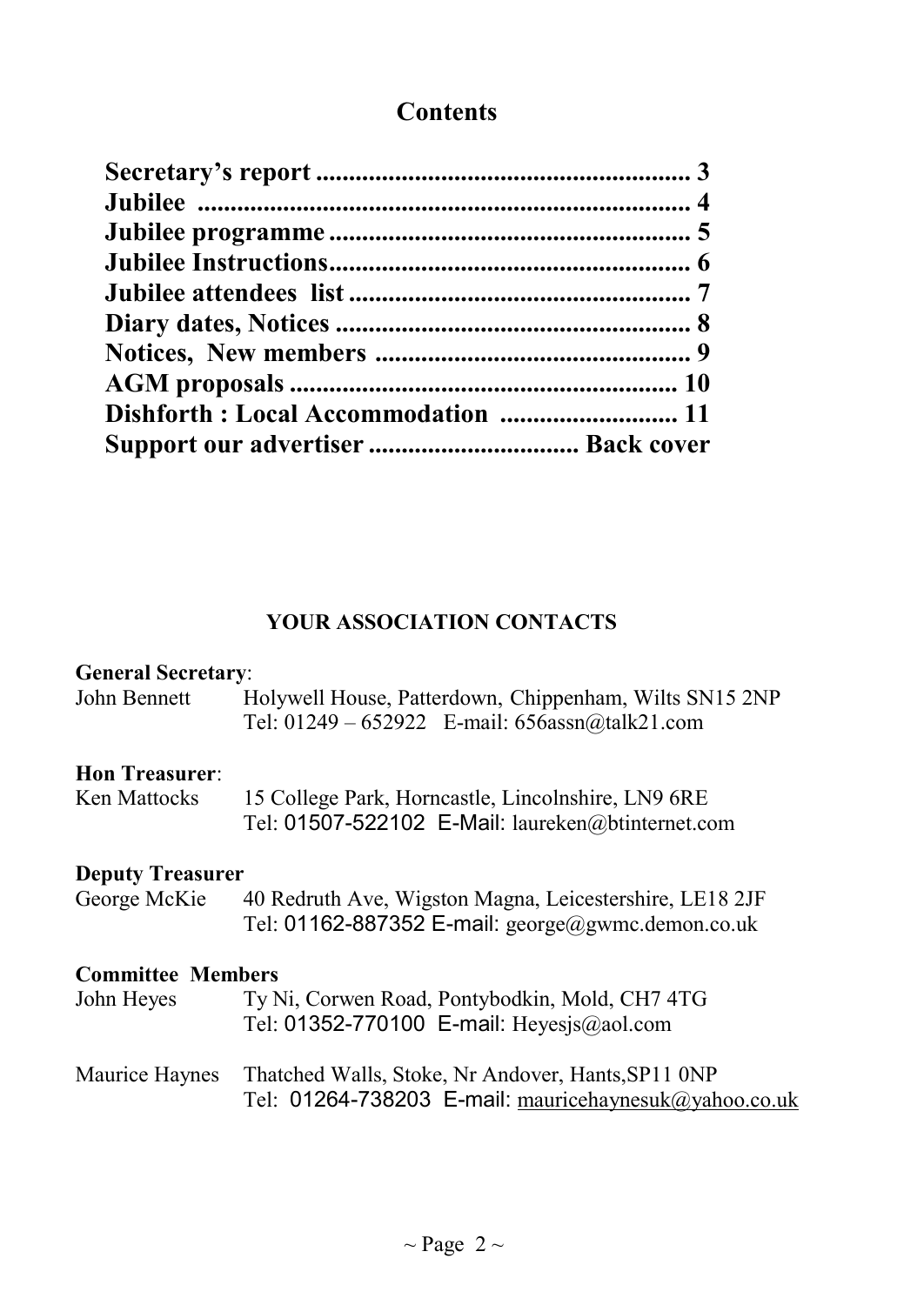## Contents

| | |
|---|---|
| **Secretary's report** | **3** |
| **Jubilee** | **4** |
| **Jubilee programme** | **5** |
| **Jubilee Instructions** | **6** |
| **Jubilee attendees list** | **7** |
| **Diary dates, Notices** | **8** |
| **Notices, New members** | **9** |
| **AGM proposals** | **10** |
| **Dishforth : Local Accommodation** | **11** |
| **Support our advertiser** | **Back cover** |

### YOUR ASSOCIATION CONTACTS

**General Secretary**:

John Bennett — Holywell House, Patterdown, Chippenham, Wilts SN15 2NP
Tel: 01249 – 652922 E-mail: 656assn@talk21.com

**Hon Treasurer**:

Ken Mattocks — 15 College Park, Horncastle, Lincolnshire, LN9 6RE
Tel: 01507-522102 E-Mail: laureken@btinternet.com

**Deputy Treasurer**

George McKie — 40 Redruth Ave, Wigston Magna, Leicestershire, LE18 2JF
Tel: 01162-887352 E-mail: george@gwmc.demon.co.uk

**Committee Members**

John Heyes — Ty Ni, Corwen Road, Pontybodkin, Mold, CH7 4TG
Tel: 01352-770100 E-mail: Heyesjs@aol.com

Maurice Haynes — Thatched Walls, Stoke, Nr Andover, Hants,SP11 0NP
Tel: 01264-738203 E-mail: mauricehaynesuk@yahoo.co.uk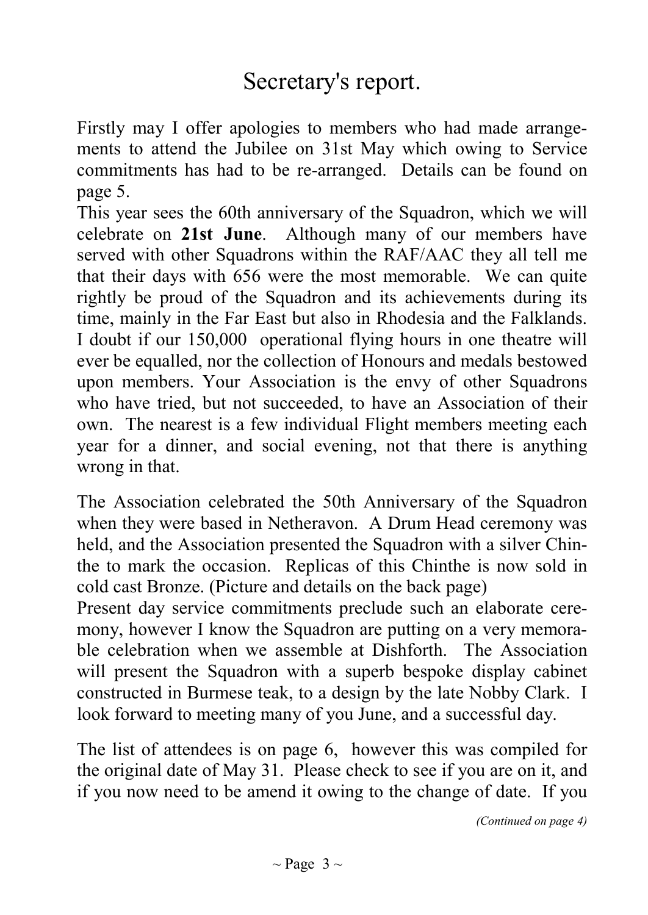# Secretary's report.

Firstly may I offer apologies to members who had made arrangements to attend the Jubilee on 31st May which owing to Service commitments has had to be re-arranged. Details can be found on page 5.

This year sees the 60th anniversary of the Squadron, which we will celebrate on **21st June**. Although many of our members have served with other Squadrons within the RAF/AAC they all tell me that their days with 656 were the most memorable. We can quite rightly be proud of the Squadron and its achievements during its time, mainly in the Far East but also in Rhodesia and the Falklands. I doubt if our 150,000 operational flying hours in one theatre will ever be equalled, nor the collection of Honours and medals bestowed upon members. Your Association is the envy of other Squadrons who have tried, but not succeeded, to have an Association of their own. The nearest is a few individual Flight members meeting each year for a dinner, and social evening, not that there is anything wrong in that.

The Association celebrated the 50th Anniversary of the Squadron when they were based in Netheravon. A Drum Head ceremony was held, and the Association presented the Squadron with a silver Chinthe to mark the occasion. Replicas of this Chinthe is now sold in cold cast Bronze. (Picture and details on the back page)

Present day service commitments preclude such an elaborate ceremony, however I know the Squadron are putting on a very memorable celebration when we assemble at Dishforth. The Association will present the Squadron with a superb bespoke display cabinet constructed in Burmese teak, to a design by the late Nobby Clark. I look forward to meeting many of you June, and a successful day.

The list of attendees is on page 6, however this was compiled for the original date of May 31. Please check to see if you are on it, and if you now need to be amend it owing to the change of date. If you

*(Continued on page 4)*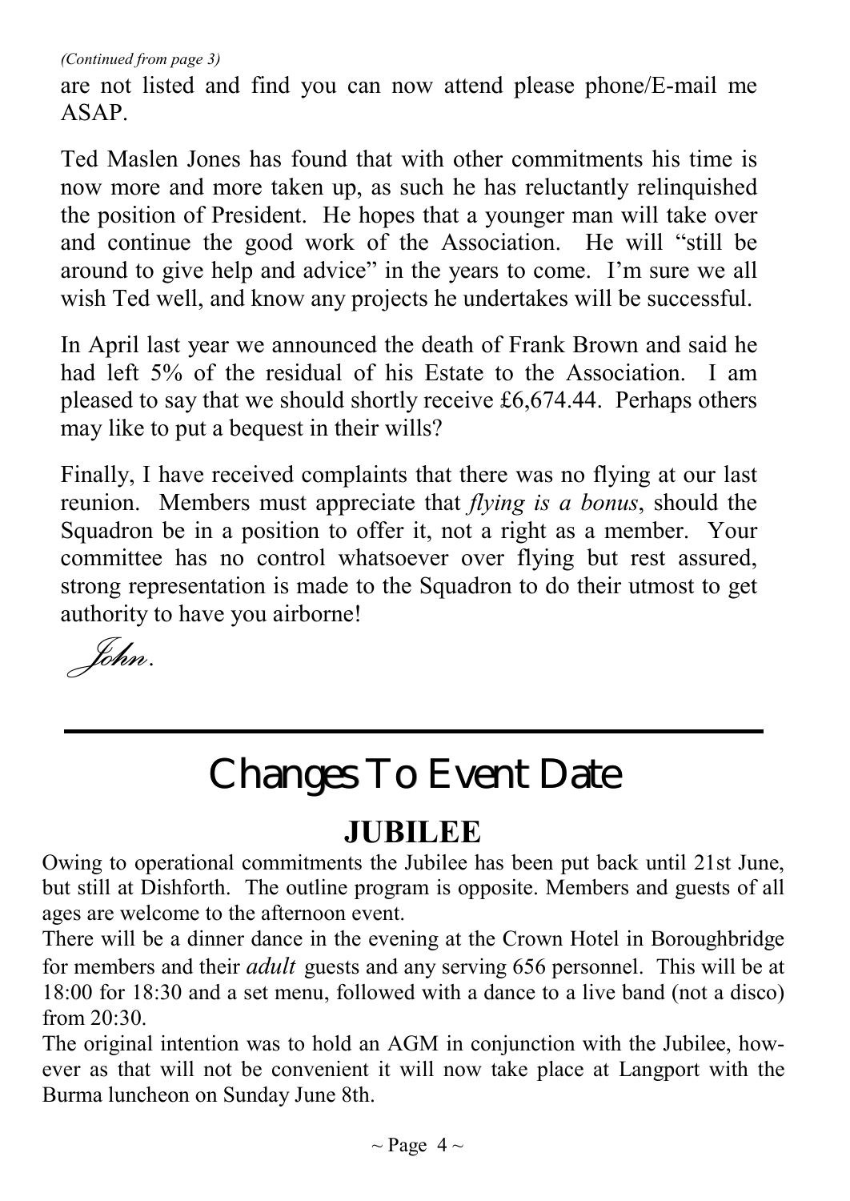*(Continued from page 3)*

are not listed and find you can now attend please phone/E-mail me ASAP.

Ted Maslen Jones has found that with other commitments his time is now more and more taken up, as such he has reluctantly relinquished the position of President. He hopes that a younger man will take over and continue the good work of the Association. He will "still be around to give help and advice" in the years to come. I'm sure we all wish Ted well, and know any projects he undertakes will be successful.

In April last year we announced the death of Frank Brown and said he had left 5% of the residual of his Estate to the Association. I am pleased to say that we should shortly receive £6,674.44. Perhaps others may like to put a bequest in their wills?

Finally, I have received complaints that there was no flying at our last reunion. Members must appreciate that *flying is a bonus*, should the Squadron be in a position to offer it, not a right as a member. Your committee has no control whatsoever over flying but rest assured, strong representation is made to the Squadron to do their utmost to get authority to have you airborne!

*John.*

---

# Changes To Event Date

## JUBILEE

Owing to operational commitments the Jubilee has been put back until 21st June, but still at Dishforth. The outline program is opposite. Members and guests of all ages are welcome to the afternoon event.

There will be a dinner dance in the evening at the Crown Hotel in Boroughbridge for members and their *adult* guests and any serving 656 personnel. This will be at 18:00 for 18:30 and a set menu, followed with a dance to a live band (not a disco) from 20:30.

The original intention was to hold an AGM in conjunction with the Jubilee, however as that will not be convenient it will now take place at Langport with the Burma luncheon on Sunday June 8th.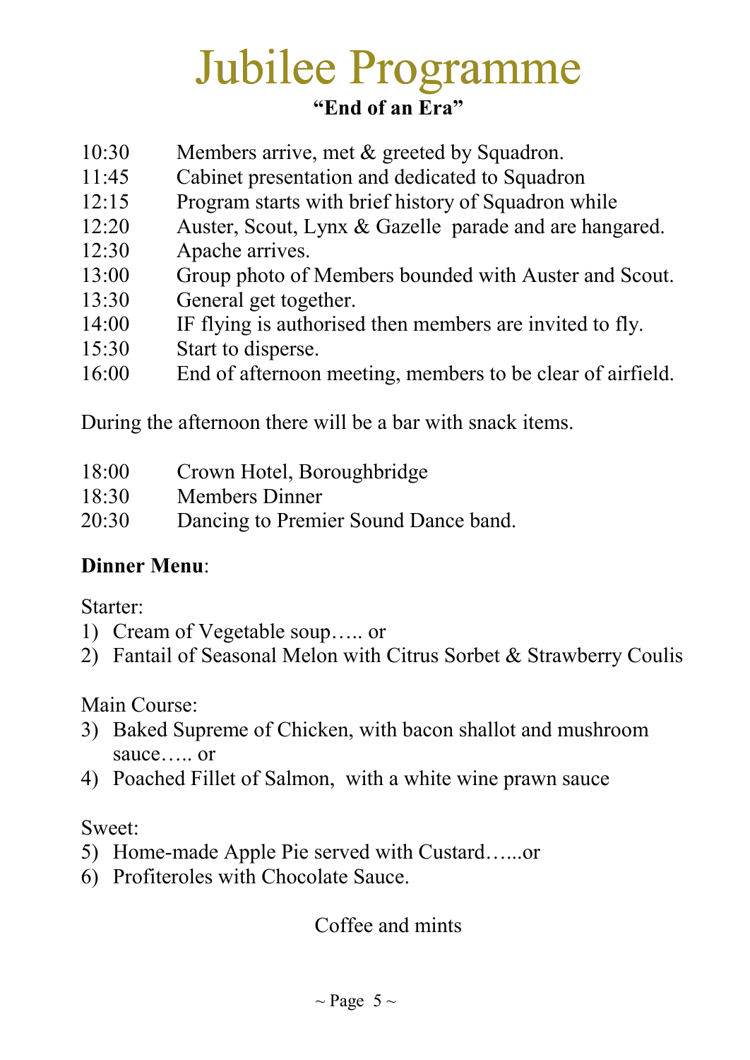# Jubilee Programme

**"End of an Era"**

| | |
|---|---|
| 10:30 | Members arrive, met & greeted by Squadron. |
| 11:45 | Cabinet presentation and dedicated to Squadron |
| 12:15 | Program starts with brief history of Squadron while |
| 12:20 | Auster, Scout, Lynx & Gazelle parade and are hangared. |
| 12:30 | Apache arrives. |
| 13:00 | Group photo of Members bounded with Auster and Scout. |
| 13:30 | General get together. |
| 14:00 | IF flying is authorised then members are invited to fly. |
| 15:30 | Start to disperse. |
| 16:00 | End of afternoon meeting, members to be clear of airfield. |

During the afternoon there will be a bar with snack items.

| | |
|---|---|
| 18:00 | Crown Hotel, Boroughbridge |
| 18:30 | Members Dinner |
| 20:30 | Dancing to Premier Sound Dance band. |

**Dinner Menu**:

Starter:

1) Cream of Vegetable soup….. or
2) Fantail of Seasonal Melon with Citrus Sorbet & Strawberry Coulis

Main Course:

3) Baked Supreme of Chicken, with bacon shallot and mushroom sauce….. or
4) Poached Fillet of Salmon, with a white wine prawn sauce

Sweet:

5) Home-made Apple Pie served with Custard…...or
6) Profiteroles with Chocolate Sauce.

Coffee and mints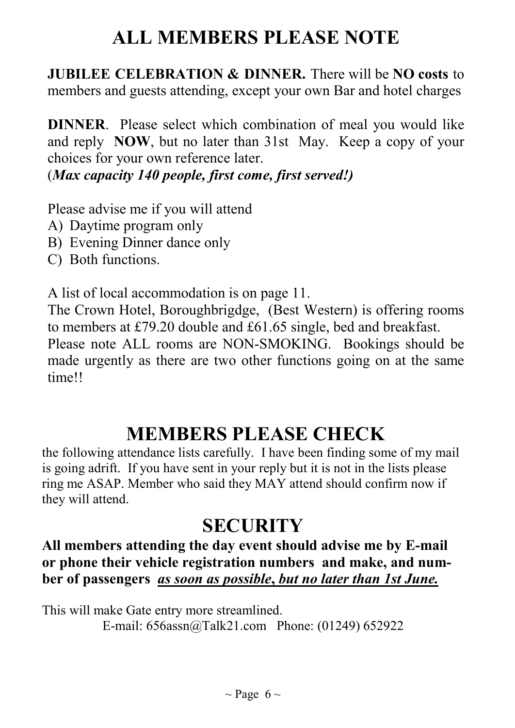# ALL MEMBERS PLEASE NOTE

**JUBILEE CELEBRATION & DINNER.** There will be **NO costs** to members and guests attending, except your own Bar and hotel charges

**DINNER**. Please select which combination of meal you would like and reply **NOW**, but no later than 31st May. Keep a copy of your choices for your own reference later.
(***Max capacity 140 people, first come, first served!)***

Please advise me if you will attend
A) Daytime program only
B) Evening Dinner dance only
C) Both functions.

A list of local accommodation is on page 11.
The Crown Hotel, Boroughbrigdge, (Best Western) is offering rooms to members at £79.20 double and £61.65 single, bed and breakfast.
Please note ALL rooms are NON-SMOKING. Bookings should be made urgently as there are two other functions going on at the same time!!

# MEMBERS PLEASE CHECK

the following attendance lists carefully. I have been finding some of my mail is going adrift. If you have sent in your reply but it is not in the lists please ring me ASAP. Member who said they MAY attend should confirm now if they will attend.

# SECURITY

**All members attending the day event should advise me by E-mail or phone their vehicle registration numbers and make, and number of passengers** ***<u>as soon as possible, but no later than 1st June.</u>***

This will make Gate entry more streamlined.
E-mail: 656assn@Talk21.com Phone: (01249) 652922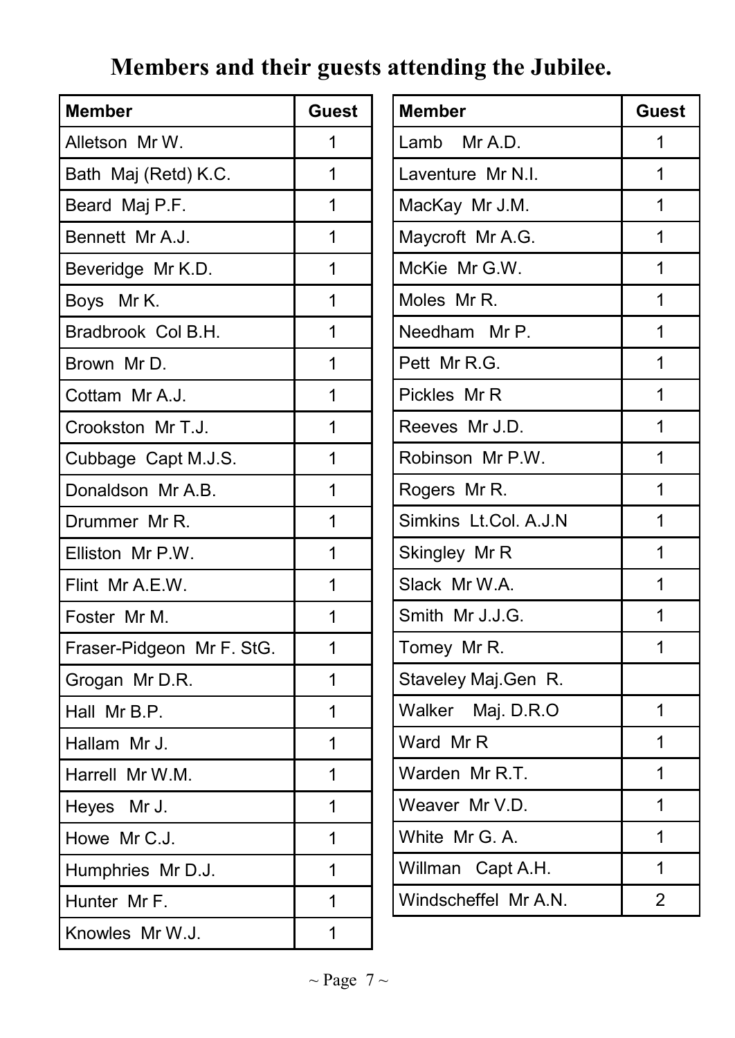# Members and their guests attending the Jubilee.

| Member | Guest |
|---|---|
| Alletson Mr W. | 1 |
| Bath Maj (Retd) K.C. | 1 |
| Beard Maj P.F. | 1 |
| Bennett Mr A.J. | 1 |
| Beveridge Mr K.D. | 1 |
| Boys Mr K. | 1 |
| Bradbrook Col B.H. | 1 |
| Brown Mr D. | 1 |
| Cottam Mr A.J. | 1 |
| Crookston Mr T.J. | 1 |
| Cubbage Capt M.J.S. | 1 |
| Donaldson Mr A.B. | 1 |
| Drummer Mr R. | 1 |
| Elliston Mr P.W. | 1 |
| Flint Mr A.E.W. | 1 |
| Foster Mr M. | 1 |
| Fraser-Pidgeon Mr F. StG. | 1 |
| Grogan Mr D.R. | 1 |
| Hall Mr B.P. | 1 |
| Hallam Mr J. | 1 |
| Harrell Mr W.M. | 1 |
| Heyes Mr J. | 1 |
| Howe Mr C.J. | 1 |
| Humphries Mr D.J. | 1 |
| Hunter Mr F. | 1 |
| Knowles Mr W.J. | 1 |
| Lamb Mr A.D. | 1 |
| Laventure Mr N.I. | 1 |
| MacKay Mr J.M. | 1 |
| Maycroft Mr A.G. | 1 |
| McKie Mr G.W. | 1 |
| Moles Mr R. | 1 |
| Needham Mr P. | 1 |
| Pett Mr R.G. | 1 |
| Pickles Mr R | 1 |
| Reeves Mr J.D. | 1 |
| Robinson Mr P.W. | 1 |
| Rogers Mr R. | 1 |
| Simkins Lt.Col. A.J.N | 1 |
| Skingley Mr R | 1 |
| Slack Mr W.A. | 1 |
| Smith Mr J.J.G. | 1 |
| Tomey Mr R. | 1 |
| Staveley Maj.Gen R. | |
| Walker Maj. D.R.O | 1 |
| Ward Mr R | 1 |
| Warden Mr R.T. | 1 |
| Weaver Mr V.D. | 1 |
| White Mr G. A. | 1 |
| Willman Capt A.H. | 1 |
| Windscheffel Mr A.N. | 2 |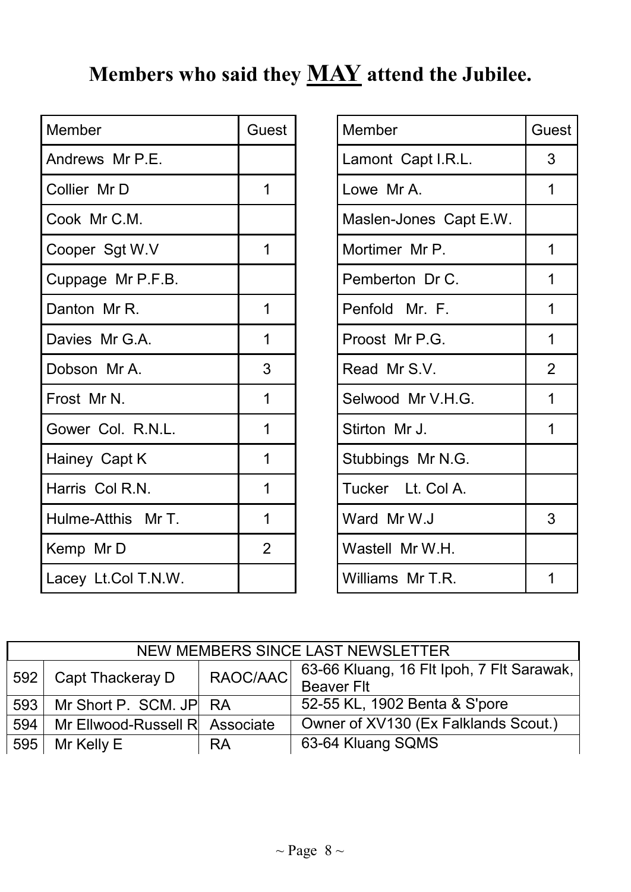# Members who said they **MAY** attend the Jubilee.

| Member | Guest |
|---|---|
| Andrews Mr P.E. | |
| Collier Mr D | 1 |
| Cook Mr C.M. | |
| Cooper Sgt W.V | 1 |
| Cuppage Mr P.F.B. | |
| Danton Mr R. | 1 |
| Davies Mr G.A. | 1 |
| Dobson Mr A. | 3 |
| Frost Mr N. | 1 |
| Gower Col. R.N.L. | 1 |
| Hainey Capt K | 1 |
| Harris Col R.N. | 1 |
| Hulme-Atthis Mr T. | 1 |
| Kemp Mr D | 2 |
| Lacey Lt.Col T.N.W. | |

| Member | Guest |
|---|---|
| Lamont Capt I.R.L. | 3 |
| Lowe Mr A. | 1 |
| Maslen-Jones Capt E.W. | |
| Mortimer Mr P. | 1 |
| Pemberton Dr C. | 1 |
| Penfold Mr. F. | 1 |
| Proost Mr P.G. | 1 |
| Read Mr S.V. | 2 |
| Selwood Mr V.H.G. | 1 |
| Stirton Mr J. | 1 |
| Stubbings Mr N.G. | |
| Tucker Lt. Col A. | |
| Ward Mr W.J | 3 |
| Wastell Mr W.H. | |
| Williams Mr T.R. | 1 |

| NEW MEMBERS SINCE LAST NEWSLETTER | | | |
|---|---|---|---|
| 592 | Capt Thackeray D | RAOC/AAC | 63-66 Kluang, 16 Flt Ipoh, 7 Flt Sarawak, Beaver Flt |
| 593 | Mr Short P. SCM. JP | RA | 52-55 KL, 1902 Benta & S'pore |
| 594 | Mr Ellwood-Russell R | Associate | Owner of XV130 (Ex Falklands Scout.) |
| 595 | Mr Kelly E | RA | 63-64 Kluang SQMS |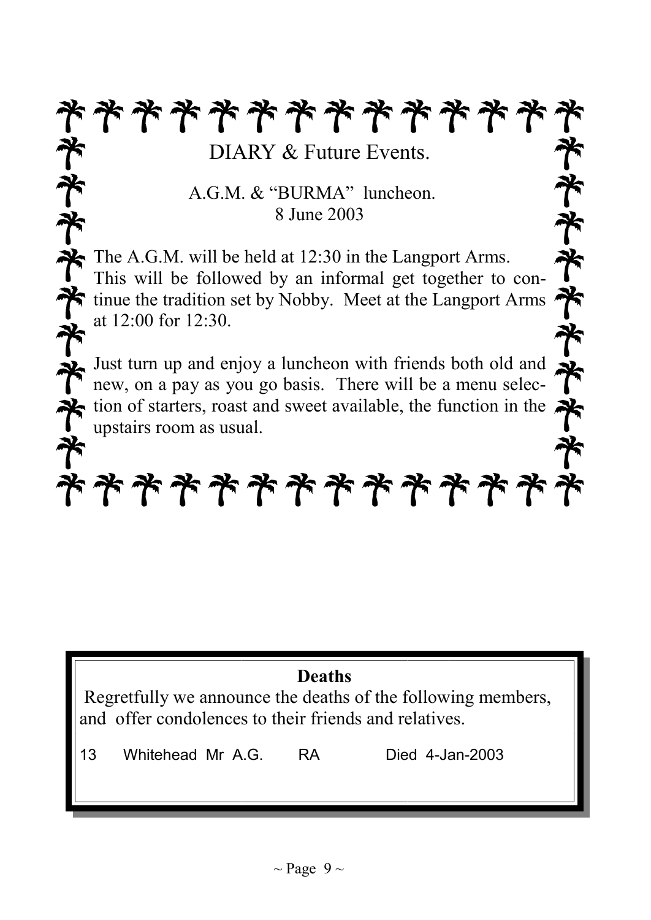## DIARY & Future Events.

### A.G.M. & "BURMA" luncheon.
### 8 June 2003

The A.G.M. will be held at 12:30 in the Langport Arms. This will be followed by an informal get together to continue the tradition set by Nobby. Meet at the Langport Arms at 12:00 for 12:30.

Just turn up and enjoy a luncheon with friends both old and new, on a pay as you go basis. There will be a menu selection of starters, roast and sweet available, the function in the upstairs room as usual.

**Deaths**

Regretfully we announce the deaths of the following members, and offer condolences to their friends and relatives.

| | | | |
|---|---|---|---|
| 13 | Whitehead Mr A.G. | RA | Died 4-Jan-2003 |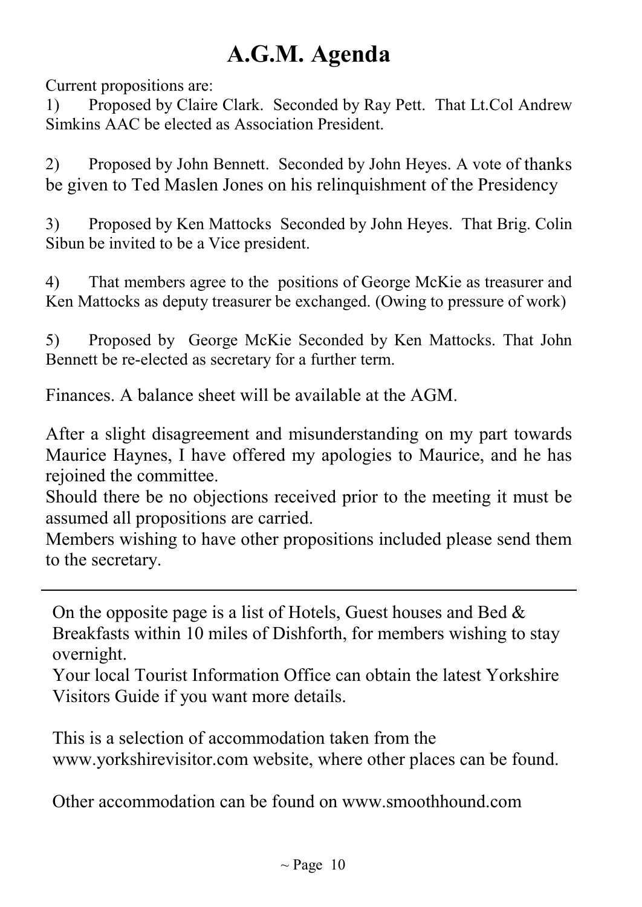# A.G.M. Agenda

Current propositions are:

1) Proposed by Claire Clark. Seconded by Ray Pett. That Lt.Col Andrew Simkins AAC be elected as Association President.

2) Proposed by John Bennett. Seconded by John Heyes. A vote of thanks be given to Ted Maslen Jones on his relinquishment of the Presidency

3) Proposed by Ken Mattocks Seconded by John Heyes. That Brig. Colin Sibun be invited to be a Vice president.

4) That members agree to the positions of George McKie as treasurer and Ken Mattocks as deputy treasurer be exchanged. (Owing to pressure of work)

5) Proposed by George McKie Seconded by Ken Mattocks. That John Bennett be re-elected as secretary for a further term.

Finances. A balance sheet will be available at the AGM.

After a slight disagreement and misunderstanding on my part towards Maurice Haynes, I have offered my apologies to Maurice, and he has rejoined the committee.
Should there be no objections received prior to the meeting it must be assumed all propositions are carried.
Members wishing to have other propositions included please send them to the secretary.

---

On the opposite page is a list of Hotels, Guest houses and Bed & Breakfasts within 10 miles of Dishforth, for members wishing to stay overnight.
Your local Tourist Information Office can obtain the latest Yorkshire Visitors Guide if you want more details.

This is a selection of accommodation taken from the www.yorkshirevisitor.com website, where other places can be found.

Other accommodation can be found on www.smoothhound.com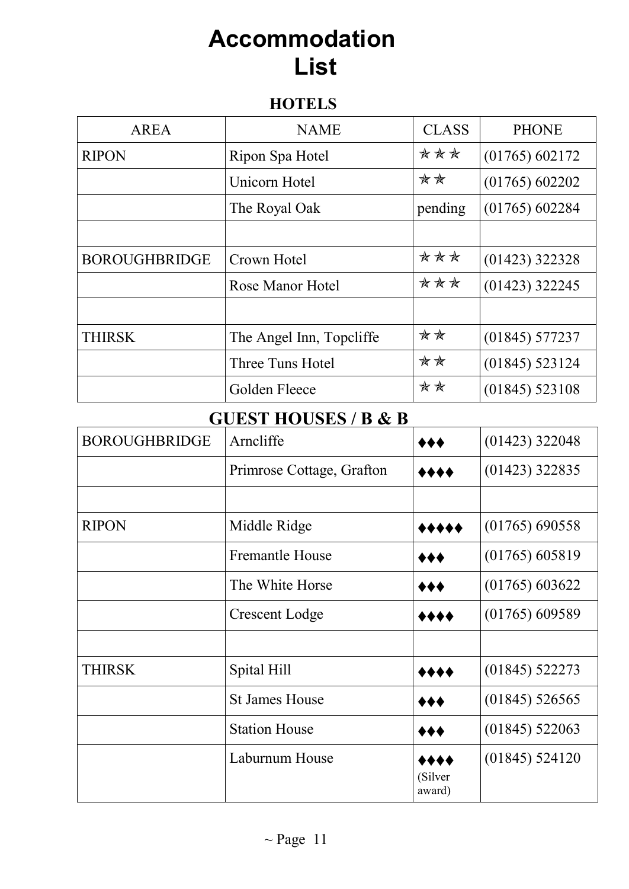# Accommodation List

## HOTELS

| AREA | NAME | CLASS | PHONE |
|---|---|---|---|
| RIPON | Ripon Spa Hotel | ✯✯✯ | (01765) 602172 |
| | Unicorn Hotel | ✯✯ | (01765) 602202 |
| | The Royal Oak | pending | (01765) 602284 |
| | | | |
| BOROUGHBRIDGE | Crown Hotel | ✯✯✯ | (01423) 322328 |
| | Rose Manor Hotel | ✯✯✯ | (01423) 322245 |
| | | | |
| THIRSK | The Angel Inn, Topcliffe | ✯✯ | (01845) 577237 |
| | Three Tuns Hotel | ✯✯ | (01845) 523124 |
| | Golden Fleece | ✯✯ | (01845) 523108 |

## GUEST HOUSES / B & B

| AREA | NAME | CLASS | PHONE |
|---|---|---|---|
| BOROUGHBRIDGE | Arncliffe | ♦♦♦ | (01423) 322048 |
| | Primrose Cottage, Grafton | ♦♦♦♦ | (01423) 322835 |
| | | | |
| RIPON | Middle Ridge | ♦♦♦♦♦ | (01765) 690558 |
| | Fremantle House | ♦♦♦ | (01765) 605819 |
| | The White Horse | ♦♦♦ | (01765) 603622 |
| | Crescent Lodge | ♦♦♦♦ | (01765) 609589 |
| | | | |
| THIRSK | Spital Hill | ♦♦♦♦ | (01845) 522273 |
| | St James House | ♦♦♦ | (01845) 526565 |
| | Station House | ♦♦♦ | (01845) 522063 |
| | Laburnum House | ♦♦♦♦ (Silver award) | (01845) 524120 |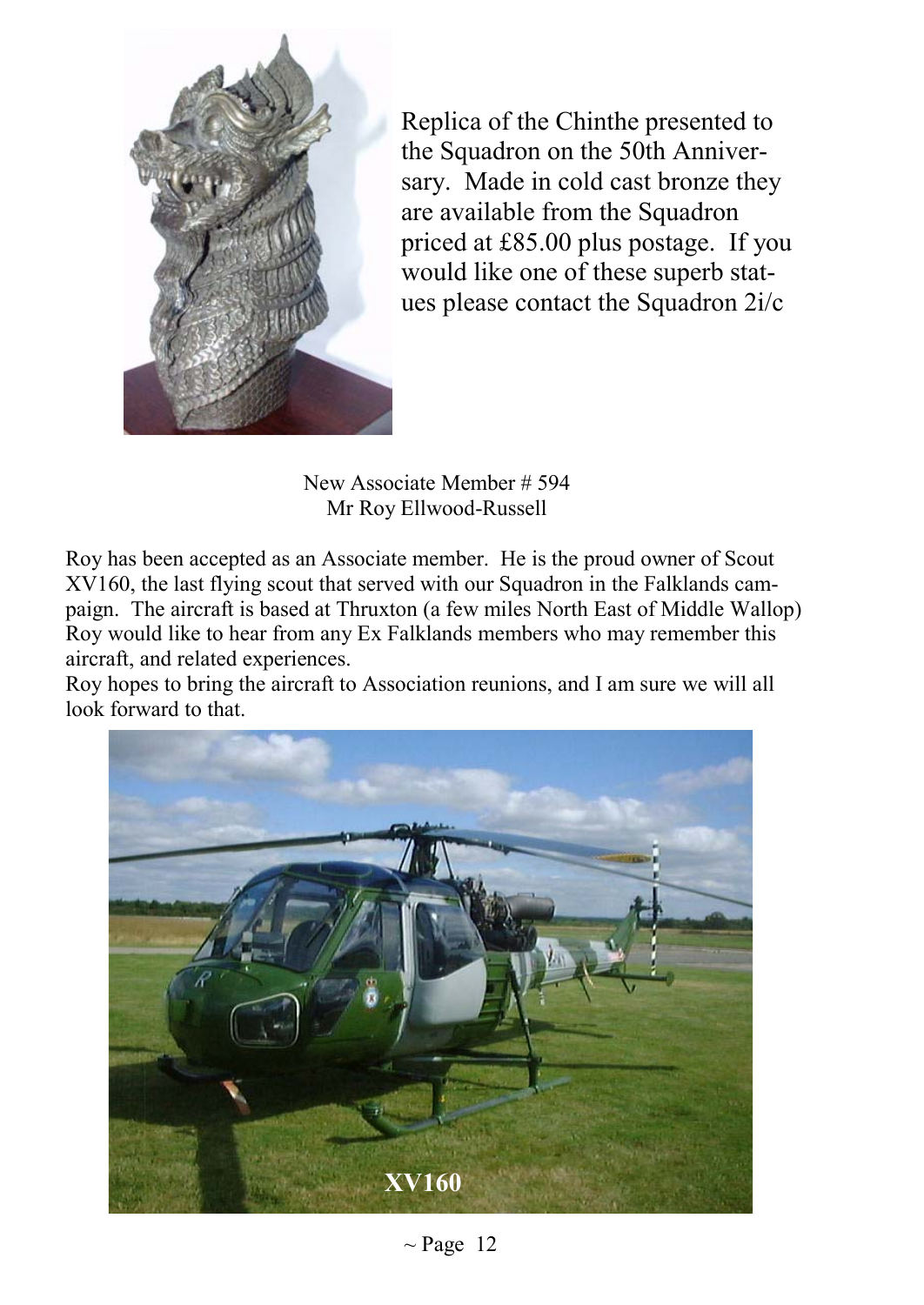Replica of the Chinthe presented to the Squadron on the 50th Anniversary. Made in cold cast bronze they are available from the Squadron priced at £85.00 plus postage. If you would like one of these superb statues please contact the Squadron 2i/c

New Associate Member # 594
Mr Roy Ellwood-Russell

Roy has been accepted as an Associate member. He is the proud owner of Scout XV160, the last flying scout that served with our Squadron in the Falklands campaign. The aircraft is based at Thruxton (a few miles North East of Middle Wallop) Roy would like to hear from any Ex Falklands members who may remember this aircraft, and related experiences.
Roy hopes to bring the aircraft to Association reunions, and I am sure we will all look forward to that.

XV160